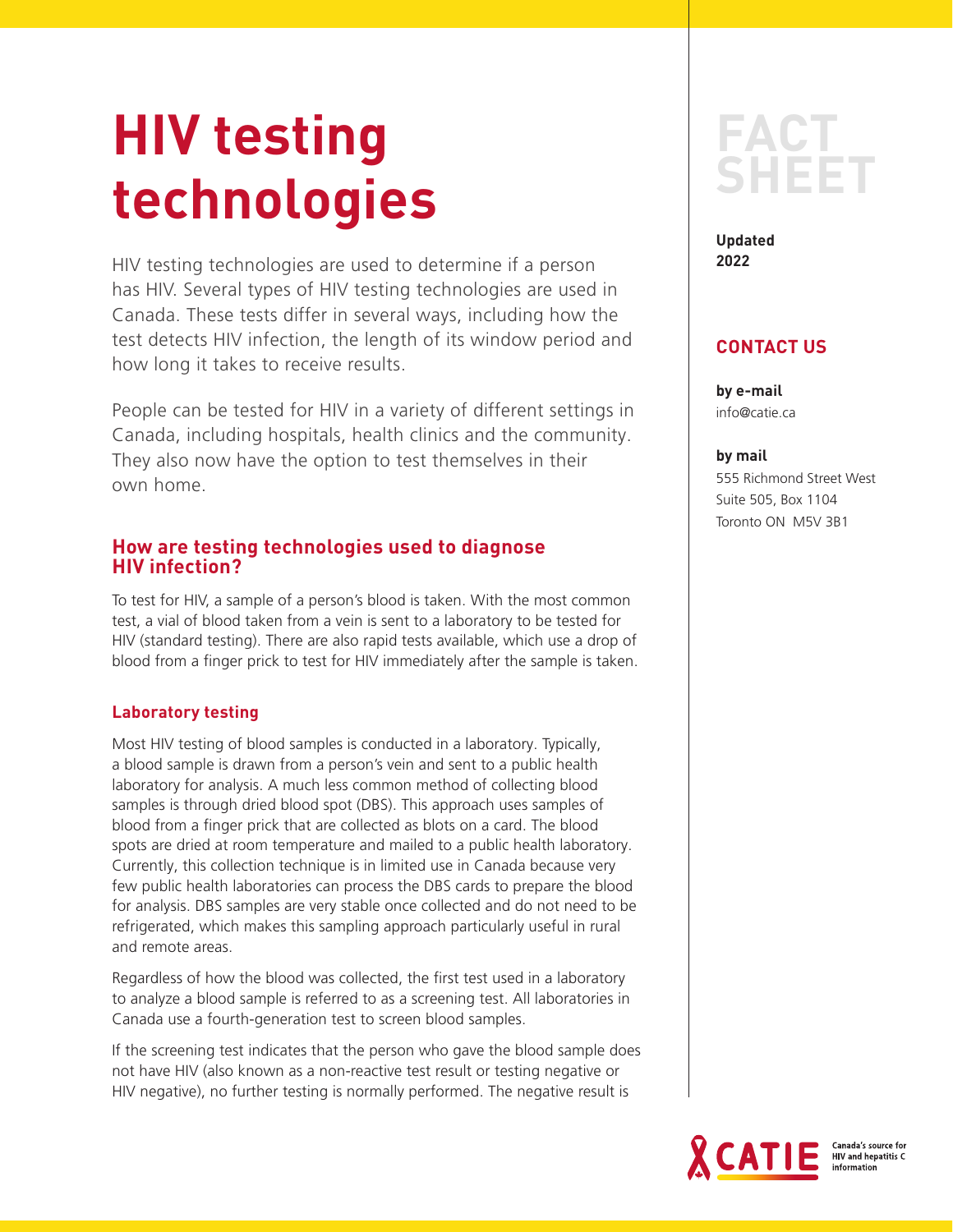# HIV testing technologies

FACT SHEET

**Updated 2022**

**CONTACT US**

**by e-mail**
info@catie.ca

**by mail**
555 Richmond Street West
Suite 505, Box 1104
Toronto ON M5V 3B1

HIV testing technologies are used to determine if a person has HIV. Several types of HIV testing technologies are used in Canada. These tests differ in several ways, including how the test detects HIV infection, the length of its window period and how long it takes to receive results.

People can be tested for HIV in a variety of different settings in Canada, including hospitals, health clinics and the community. They also now have the option to test themselves in their own home.

## How are testing technologies used to diagnose HIV infection?

To test for HIV, a sample of a person's blood is taken. With the most common test, a vial of blood taken from a vein is sent to a laboratory to be tested for HIV (standard testing). There are also rapid tests available, which use a drop of blood from a finger prick to test for HIV immediately after the sample is taken.

### Laboratory testing

Most HIV testing of blood samples is conducted in a laboratory. Typically, a blood sample is drawn from a person's vein and sent to a public health laboratory for analysis. A much less common method of collecting blood samples is through dried blood spot (DBS). This approach uses samples of blood from a finger prick that are collected as blots on a card. The blood spots are dried at room temperature and mailed to a public health laboratory. Currently, this collection technique is in limited use in Canada because very few public health laboratories can process the DBS cards to prepare the blood for analysis. DBS samples are very stable once collected and do not need to be refrigerated, which makes this sampling approach particularly useful in rural and remote areas.

Regardless of how the blood was collected, the first test used in a laboratory to analyze a blood sample is referred to as a screening test. All laboratories in Canada use a fourth-generation test to screen blood samples.

If the screening test indicates that the person who gave the blood sample does not have HIV (also known as a non-reactive test result or testing negative or HIV negative), no further testing is normally performed. The negative result is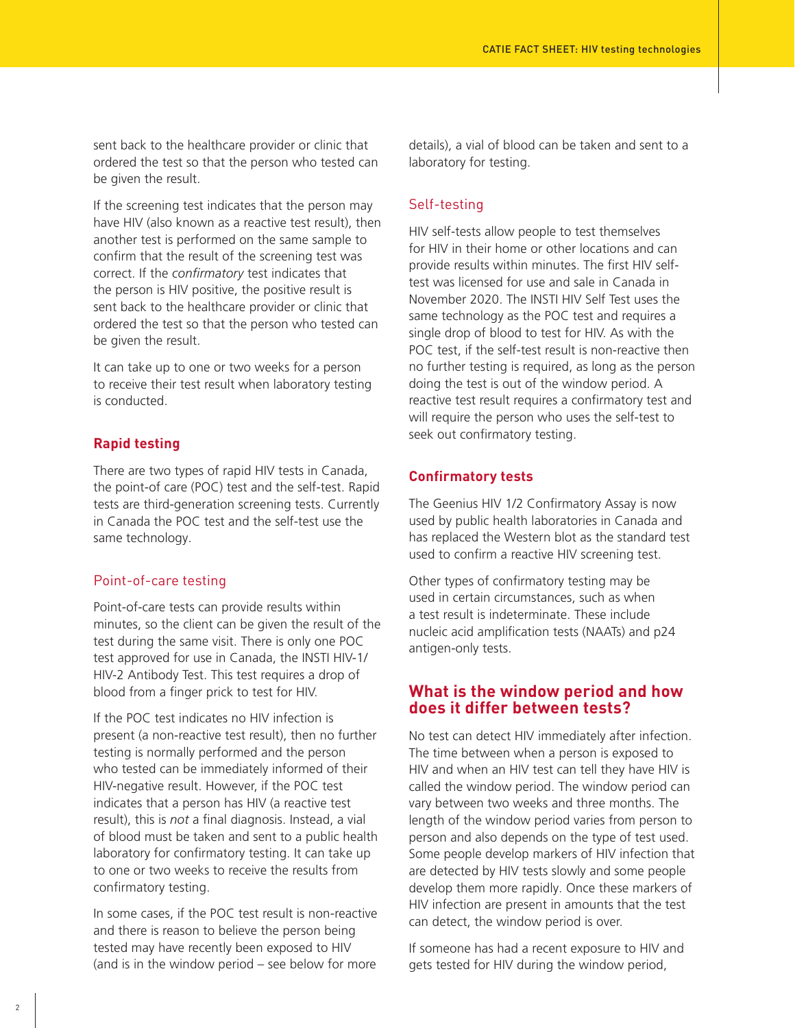sent back to the healthcare provider or clinic that ordered the test so that the person who tested can be given the result.

If the screening test indicates that the person may have HIV (also known as a reactive test result), then another test is performed on the same sample to confirm that the result of the screening test was correct. If the *confirmatory* test indicates that the person is HIV positive, the positive result is sent back to the healthcare provider or clinic that ordered the test so that the person who tested can be given the result.

It can take up to one or two weeks for a person to receive their test result when laboratory testing is conducted.

### Rapid testing

There are two types of rapid HIV tests in Canada, the point-of care (POC) test and the self-test. Rapid tests are third-generation screening tests. Currently in Canada the POC test and the self-test use the same technology.

#### Point-of-care testing

Point-of-care tests can provide results within minutes, so the client can be given the result of the test during the same visit. There is only one POC test approved for use in Canada, the INSTI HIV-1/HIV-2 Antibody Test. This test requires a drop of blood from a finger prick to test for HIV.

If the POC test indicates no HIV infection is present (a non-reactive test result), then no further testing is normally performed and the person who tested can be immediately informed of their HIV-negative result. However, if the POC test indicates that a person has HIV (a reactive test result), this is *not* a final diagnosis. Instead, a vial of blood must be taken and sent to a public health laboratory for confirmatory testing. It can take up to one or two weeks to receive the results from confirmatory testing.

In some cases, if the POC test result is non-reactive and there is reason to believe the person being tested may have recently been exposed to HIV (and is in the window period – see below for more details), a vial of blood can be taken and sent to a laboratory for testing.

#### Self-testing

HIV self-tests allow people to test themselves for HIV in their home or other locations and can provide results within minutes. The first HIV self-test was licensed for use and sale in Canada in November 2020. The INSTI HIV Self Test uses the same technology as the POC test and requires a single drop of blood to test for HIV. As with the POC test, if the self-test result is non-reactive then no further testing is required, as long as the person doing the test is out of the window period. A reactive test result requires a confirmatory test and will require the person who uses the self-test to seek out confirmatory testing.

### Confirmatory tests

The Geenius HIV 1/2 Confirmatory Assay is now used by public health laboratories in Canada and has replaced the Western blot as the standard test used to confirm a reactive HIV screening test.

Other types of confirmatory testing may be used in certain circumstances, such as when a test result is indeterminate. These include nucleic acid amplification tests (NAATs) and p24 antigen-only tests.

## What is the window period and how does it differ between tests?

No test can detect HIV immediately after infection. The time between when a person is exposed to HIV and when an HIV test can tell they have HIV is called the window period. The window period can vary between two weeks and three months. The length of the window period varies from person to person and also depends on the type of test used. Some people develop markers of HIV infection that are detected by HIV tests slowly and some people develop them more rapidly. Once these markers of HIV infection are present in amounts that the test can detect, the window period is over.

If someone has had a recent exposure to HIV and gets tested for HIV during the window period,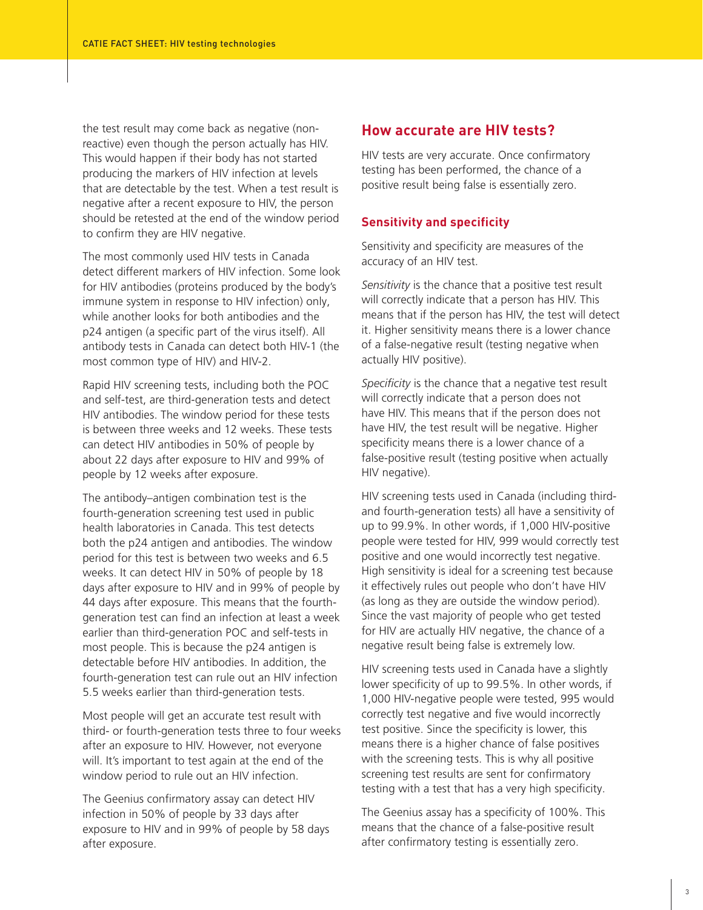the test result may come back as negative (non-reactive) even though the person actually has HIV. This would happen if their body has not started producing the markers of HIV infection at levels that are detectable by the test. When a test result is negative after a recent exposure to HIV, the person should be retested at the end of the window period to confirm they are HIV negative.

The most commonly used HIV tests in Canada detect different markers of HIV infection. Some look for HIV antibodies (proteins produced by the body's immune system in response to HIV infection) only, while another looks for both antibodies and the p24 antigen (a specific part of the virus itself). All antibody tests in Canada can detect both HIV-1 (the most common type of HIV) and HIV-2.

Rapid HIV screening tests, including both the POC and self-test, are third-generation tests and detect HIV antibodies. The window period for these tests is between three weeks and 12 weeks. These tests can detect HIV antibodies in 50% of people by about 22 days after exposure to HIV and 99% of people by 12 weeks after exposure.

The antibody–antigen combination test is the fourth-generation screening test used in public health laboratories in Canada. This test detects both the p24 antigen and antibodies. The window period for this test is between two weeks and 6.5 weeks. It can detect HIV in 50% of people by 18 days after exposure to HIV and in 99% of people by 44 days after exposure. This means that the fourth-generation test can find an infection at least a week earlier than third-generation POC and self-tests in most people. This is because the p24 antigen is detectable before HIV antibodies. In addition, the fourth-generation test can rule out an HIV infection 5.5 weeks earlier than third-generation tests.

Most people will get an accurate test result with third- or fourth-generation tests three to four weeks after an exposure to HIV. However, not everyone will. It's important to test again at the end of the window period to rule out an HIV infection.

The Geenius confirmatory assay can detect HIV infection in 50% of people by 33 days after exposure to HIV and in 99% of people by 58 days after exposure.

## How accurate are HIV tests?

HIV tests are very accurate. Once confirmatory testing has been performed, the chance of a positive result being false is essentially zero.

### Sensitivity and specificity

Sensitivity and specificity are measures of the accuracy of an HIV test.

*Sensitivity* is the chance that a positive test result will correctly indicate that a person has HIV. This means that if the person has HIV, the test will detect it. Higher sensitivity means there is a lower chance of a false-negative result (testing negative when actually HIV positive).

*Specificity* is the chance that a negative test result will correctly indicate that a person does not have HIV. This means that if the person does not have HIV, the test result will be negative. Higher specificity means there is a lower chance of a false-positive result (testing positive when actually HIV negative).

HIV screening tests used in Canada (including third- and fourth-generation tests) all have a sensitivity of up to 99.9%. In other words, if 1,000 HIV-positive people were tested for HIV, 999 would correctly test positive and one would incorrectly test negative. High sensitivity is ideal for a screening test because it effectively rules out people who don't have HIV (as long as they are outside the window period). Since the vast majority of people who get tested for HIV are actually HIV negative, the chance of a negative result being false is extremely low.

HIV screening tests used in Canada have a slightly lower specificity of up to 99.5%. In other words, if 1,000 HIV-negative people were tested, 995 would correctly test negative and five would incorrectly test positive. Since the specificity is lower, this means there is a higher chance of false positives with the screening tests. This is why all positive screening test results are sent for confirmatory testing with a test that has a very high specificity.

The Geenius assay has a specificity of 100%. This means that the chance of a false-positive result after confirmatory testing is essentially zero.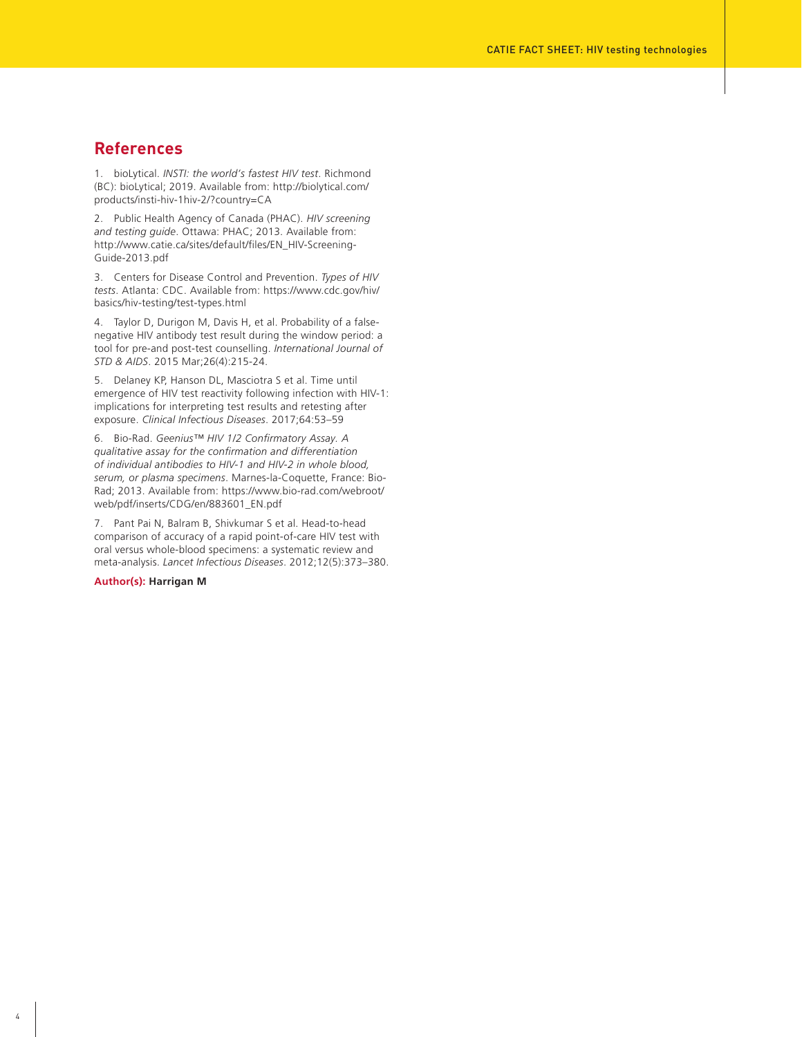## References

1. bioLytical. *INSTI: the world's fastest HIV test*. Richmond (BC): bioLytical; 2019. Available from: http://biolytical.com/products/insti-hiv-1hiv-2/?country=CA

2. Public Health Agency of Canada (PHAC). *HIV screening and testing guide*. Ottawa: PHAC; 2013. Available from: http://www.catie.ca/sites/default/files/EN_HIV-Screening-Guide-2013.pdf

3. Centers for Disease Control and Prevention. *Types of HIV tests*. Atlanta: CDC. Available from: https://www.cdc.gov/hiv/basics/hiv-testing/test-types.html

4. Taylor D, Durigon M, Davis H, et al. Probability of a false-negative HIV antibody test result during the window period: a tool for pre-and post-test counselling. *International Journal of STD & AIDS*. 2015 Mar;26(4):215-24.

5. Delaney KP, Hanson DL, Masciotra S et al. Time until emergence of HIV test reactivity following infection with HIV-1: implications for interpreting test results and retesting after exposure. *Clinical Infectious Diseases*. 2017;64:53–59

6. Bio-Rad. *Geenius™ HIV 1/2 Confirmatory Assay. A qualitative assay for the confirmation and differentiation of individual antibodies to HIV-1 and HIV-2 in whole blood, serum, or plasma specimens*. Marnes-la-Coquette, France: Bio-Rad; 2013. Available from: https://www.bio-rad.com/webroot/web/pdf/inserts/CDG/en/883601_EN.pdf

7. Pant Pai N, Balram B, Shivkumar S et al. Head-to-head comparison of accuracy of a rapid point-of-care HIV test with oral versus whole-blood specimens: a systematic review and meta-analysis. *Lancet Infectious Diseases*. 2012;12(5):373–380.

**Author(s): Harrigan M**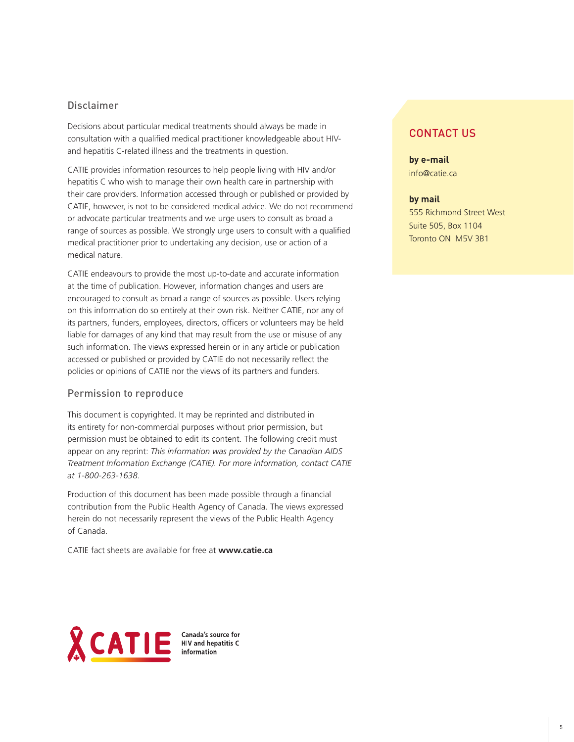## Disclaimer

Decisions about particular medical treatments should always be made in consultation with a qualified medical practitioner knowledgeable about HIV- and hepatitis C-related illness and the treatments in question.

CATIE provides information resources to help people living with HIV and/or hepatitis C who wish to manage their own health care in partnership with their care providers. Information accessed through or published or provided by CATIE, however, is not to be considered medical advice. We do not recommend or advocate particular treatments and we urge users to consult as broad a range of sources as possible. We strongly urge users to consult with a qualified medical practitioner prior to undertaking any decision, use or action of a medical nature.

CATIE endeavours to provide the most up-to-date and accurate information at the time of publication. However, information changes and users are encouraged to consult as broad a range of sources as possible. Users relying on this information do so entirely at their own risk. Neither CATIE, nor any of its partners, funders, employees, directors, officers or volunteers may be held liable for damages of any kind that may result from the use or misuse of any such information. The views expressed herein or in any article or publication accessed or published or provided by CATIE do not necessarily reflect the policies or opinions of CATIE nor the views of its partners and funders.

## Permission to reproduce

This document is copyrighted. It may be reprinted and distributed in its entirety for non-commercial purposes without prior permission, but permission must be obtained to edit its content. The following credit must appear on any reprint: *This information was provided by the Canadian AIDS Treatment Information Exchange (CATIE). For more information, contact CATIE at 1-800-263-1638.*

Production of this document has been made possible through a financial contribution from the Public Health Agency of Canada. The views expressed herein do not necessarily represent the views of the Public Health Agency of Canada.

CATIE fact sheets are available for free at **www.catie.ca**

## CONTACT US

**by e-mail**
info@catie.ca

**by mail**
555 Richmond Street West
Suite 505, Box 1104
Toronto ON M5V 3B1

CATIE

Canada's source for HIV and hepatitis C information